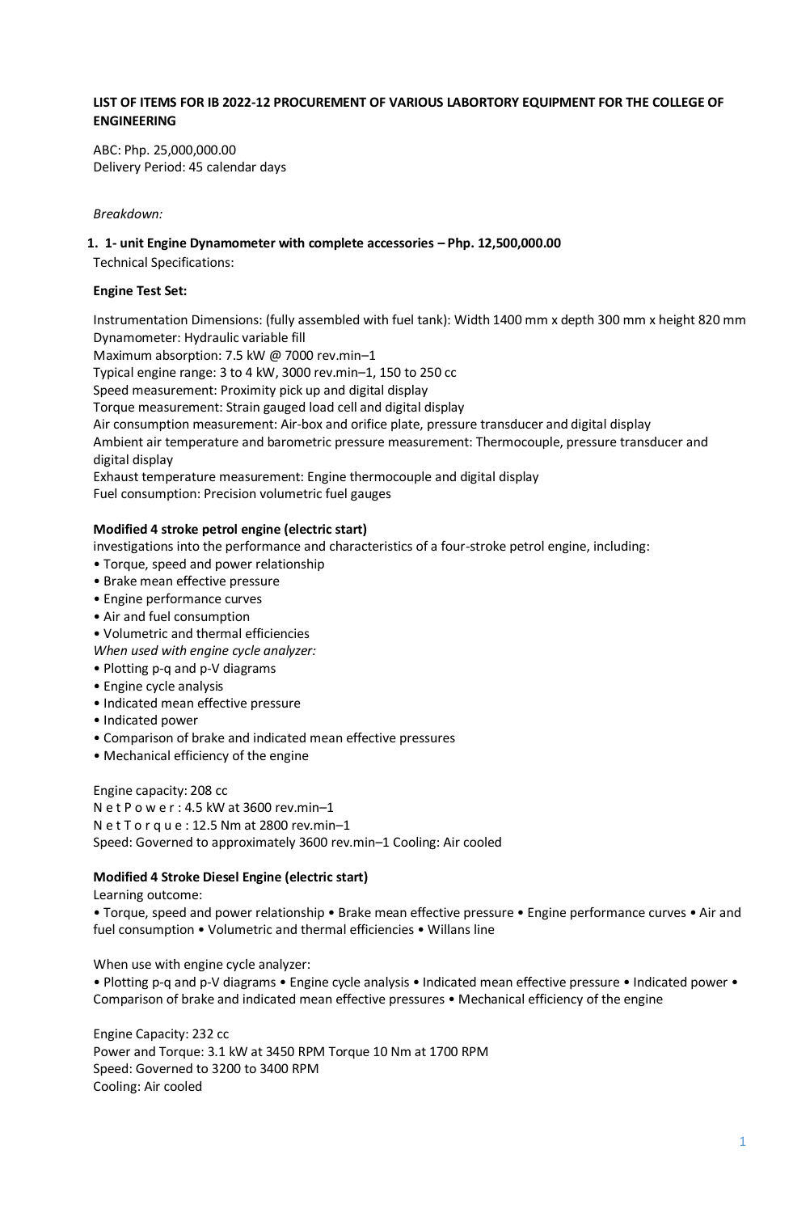**LIST OF ITEMS FOR IB 2022-12 PROCUREMENT OF VARIOUS LABORTORY EQUIPMENT FOR THE COLLEGE OF ENGINEERING**

ABC: Php. 25,000,000.00
Delivery Period: 45 calendar days

*Breakdown:*

**1. 1- unit Engine Dynamometer with complete accessories – Php. 12,500,000.00**

Technical Specifications:

**Engine Test Set:**

Instrumentation Dimensions: (fully assembled with fuel tank): Width 1400 mm x depth 300 mm x height 820 mm
Dynamometer: Hydraulic variable fill
Maximum absorption: 7.5 kW @ 7000 rev.min–1
Typical engine range: 3 to 4 kW, 3000 rev.min–1, 150 to 250 cc
Speed measurement: Proximity pick up and digital display
Torque measurement: Strain gauged load cell and digital display
Air consumption measurement: Air-box and orifice plate, pressure transducer and digital display
Ambient air temperature and barometric pressure measurement: Thermocouple, pressure transducer and digital display
Exhaust temperature measurement: Engine thermocouple and digital display
Fuel consumption: Precision volumetric fuel gauges

**Modified 4 stroke petrol engine (electric start)**

investigations into the performance and characteristics of a four-stroke petrol engine, including:
- Torque, speed and power relationship
- Brake mean effective pressure
- Engine performance curves
- Air and fuel consumption
- Volumetric and thermal efficiencies

*When used with engine cycle analyzer:*
- Plotting p-q and p-V diagrams
- Engine cycle analysis
- Indicated mean effective pressure
- Indicated power
- Comparison of brake and indicated mean effective pressures
- Mechanical efficiency of the engine

Engine capacity: 208 cc
N e t P o w e r : 4.5 kW at 3600 rev.min–1
N e t T o r q u e : 12.5 Nm at 2800 rev.min–1
Speed: Governed to approximately 3600 rev.min–1 Cooling: Air cooled

**Modified 4 Stroke Diesel Engine (electric start)**

Learning outcome:
• Torque, speed and power relationship • Brake mean effective pressure • Engine performance curves • Air and fuel consumption • Volumetric and thermal efficiencies • Willans line

When use with engine cycle analyzer:
• Plotting p-q and p-V diagrams • Engine cycle analysis • Indicated mean effective pressure • Indicated power • Comparison of brake and indicated mean effective pressures • Mechanical efficiency of the engine

Engine Capacity: 232 cc
Power and Torque: 3.1 kW at 3450 RPM Torque 10 Nm at 1700 RPM
Speed: Governed to 3200 to 3400 RPM
Cooling: Air cooled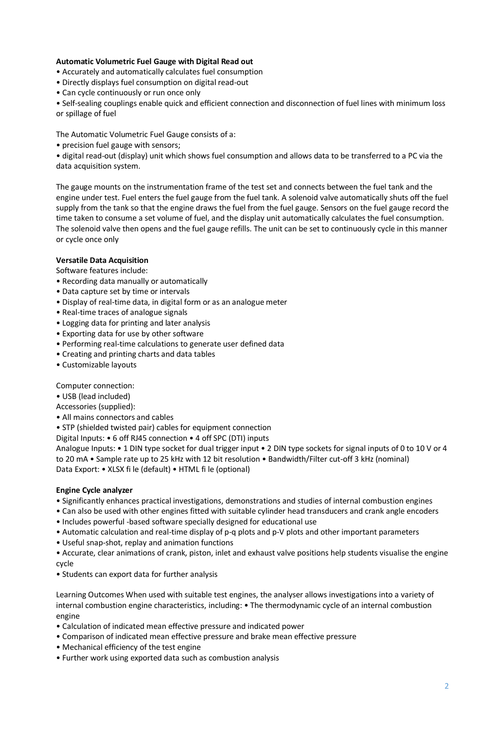**Automatic Volumetric Fuel Gauge with Digital Read out**

- Accurately and automatically calculates fuel consumption
- Directly displays fuel consumption on digital read-out
- Can cycle continuously or run once only
- Self-sealing couplings enable quick and efficient connection and disconnection of fuel lines with minimum loss or spillage of fuel

The Automatic Volumetric Fuel Gauge consists of a:

- precision fuel gauge with sensors;
- digital read-out (display) unit which shows fuel consumption and allows data to be transferred to a PC via the data acquisition system.

The gauge mounts on the instrumentation frame of the test set and connects between the fuel tank and the engine under test. Fuel enters the fuel gauge from the fuel tank. A solenoid valve automatically shuts off the fuel supply from the tank so that the engine draws the fuel from the fuel gauge. Sensors on the fuel gauge record the time taken to consume a set volume of fuel, and the display unit automatically calculates the fuel consumption. The solenoid valve then opens and the fuel gauge refills. The unit can be set to continuously cycle in this manner or cycle once only

**Versatile Data Acquisition**

Software features include:

- Recording data manually or automatically
- Data capture set by time or intervals
- Display of real-time data, in digital form or as an analogue meter
- Real-time traces of analogue signals
- Logging data for printing and later analysis
- Exporting data for use by other software
- Performing real-time calculations to generate user defined data
- Creating and printing charts and data tables
- Customizable layouts

Computer connection:

- USB (lead included)

Accessories (supplied):

- All mains connectors and cables
- STP (shielded twisted pair) cables for equipment connection

Digital Inputs: • 6 off RJ45 connection • 4 off SPC (DTI) inputs

Analogue Inputs: • 1 DIN type socket for dual trigger input • 2 DIN type sockets for signal inputs of 0 to 10 V or 4 to 20 mA • Sample rate up to 25 kHz with 12 bit resolution • Bandwidth/Filter cut-off 3 kHz (nominal)

Data Export: • XLSX fi le (default) • HTML fi le (optional)

**Engine Cycle analyzer**

- Significantly enhances practical investigations, demonstrations and studies of internal combustion engines
- Can also be used with other engines fitted with suitable cylinder head transducers and crank angle encoders
- Includes powerful -based software specially designed for educational use
- Automatic calculation and real-time display of p-q plots and p-V plots and other important parameters
- Useful snap-shot, replay and animation functions
- Accurate, clear animations of crank, piston, inlet and exhaust valve positions help students visualise the engine cycle
- Students can export data for further analysis

Learning Outcomes When used with suitable test engines, the analyser allows investigations into a variety of internal combustion engine characteristics, including: • The thermodynamic cycle of an internal combustion engine

- Calculation of indicated mean effective pressure and indicated power
- Comparison of indicated mean effective pressure and brake mean effective pressure
- Mechanical efficiency of the test engine
- Further work using exported data such as combustion analysis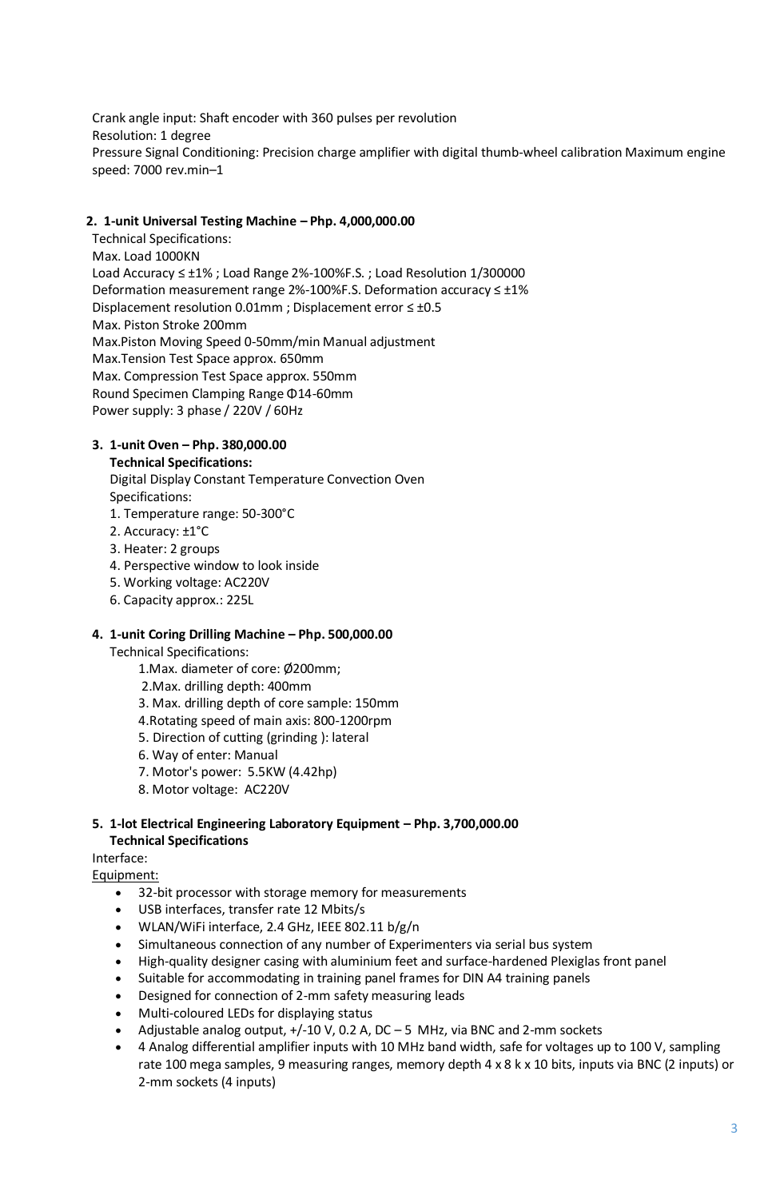Crank angle input: Shaft encoder with 360 pulses per revolution
Resolution: 1 degree
Pressure Signal Conditioning: Precision charge amplifier with digital thumb-wheel calibration Maximum engine speed: 7000 rev.min–1

**2. 1-unit Universal Testing Machine – Php. 4,000,000.00**

Technical Specifications:
Max. Load 1000KN
Load Accuracy ≤ ±1% ; Load Range 2%-100%F.S. ; Load Resolution 1/300000
Deformation measurement range 2%-100%F.S. Deformation accuracy ≤ ±1%
Displacement resolution 0.01mm ; Displacement error ≤ ±0.5
Max. Piston Stroke 200mm
Max.Piston Moving Speed 0-50mm/min Manual adjustment
Max.Tension Test Space approx. 650mm
Max. Compression Test Space approx. 550mm
Round Specimen Clamping Range Φ14-60mm
Power supply: 3 phase / 220V / 60Hz

**3. 1-unit Oven – Php. 380,000.00**

**Technical Specifications:**
Digital Display Constant Temperature Convection Oven
Specifications:

1. Temperature range: 50-300°C
2. Accuracy: ±1°C
3. Heater: 2 groups
4. Perspective window to look inside
5. Working voltage: AC220V
6. Capacity approx.: 225L

**4. 1-unit Coring Drilling Machine – Php. 500,000.00**

Technical Specifications:

1. Max. diameter of core: Ø200mm;
2. Max. drilling depth: 400mm
3. Max. drilling depth of core sample: 150mm
4. Rotating speed of main axis: 800-1200rpm
5. Direction of cutting (grinding ): lateral
6. Way of enter: Manual
7. Motor's power: 5.5KW (4.42hp)
8. Motor voltage: AC220V

**5. 1-lot Electrical Engineering Laboratory Equipment – Php. 3,700,000.00**

**Technical Specifications**

Interface:

Equipment:

- 32-bit processor with storage memory for measurements
- USB interfaces, transfer rate 12 Mbits/s
- WLAN/WiFi interface, 2.4 GHz, IEEE 802.11 b/g/n
- Simultaneous connection of any number of Experimenters via serial bus system
- High-quality designer casing with aluminium feet and surface-hardened Plexiglas front panel
- Suitable for accommodating in training panel frames for DIN A4 training panels
- Designed for connection of 2-mm safety measuring leads
- Multi-coloured LEDs for displaying status
- Adjustable analog output, +/-10 V, 0.2 A, DC – 5 MHz, via BNC and 2-mm sockets
- 4 Analog differential amplifier inputs with 10 MHz band width, safe for voltages up to 100 V, sampling rate 100 mega samples, 9 measuring ranges, memory depth 4 x 8 k x 10 bits, inputs via BNC (2 inputs) or 2-mm sockets (4 inputs)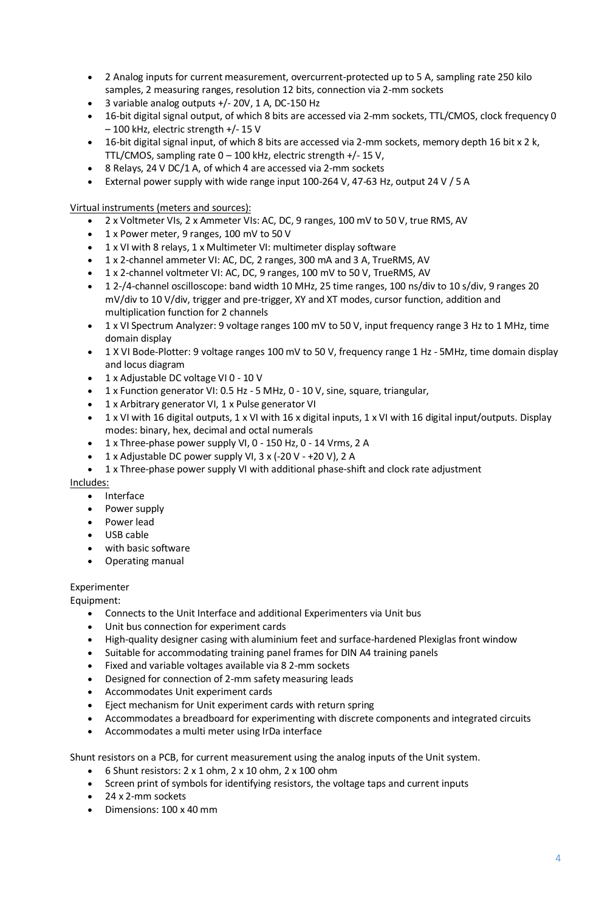- 2 Analog inputs for current measurement, overcurrent-protected up to 5 A, sampling rate 250 kilo samples, 2 measuring ranges, resolution 12 bits, connection via 2-mm sockets
- 3 variable analog outputs +/- 20V, 1 A, DC-150 Hz
- 16-bit digital signal output, of which 8 bits are accessed via 2-mm sockets, TTL/CMOS, clock frequency 0 – 100 kHz, electric strength +/- 15 V
- 16-bit digital signal input, of which 8 bits are accessed via 2-mm sockets, memory depth 16 bit x 2 k, TTL/CMOS, sampling rate 0 – 100 kHz, electric strength +/- 15 V,
- 8 Relays, 24 V DC/1 A, of which 4 are accessed via 2-mm sockets
- External power supply with wide range input 100-264 V, 47-63 Hz, output 24 V / 5 A

Virtual instruments (meters and sources):

- 2 x Voltmeter VIs, 2 x Ammeter VIs: AC, DC, 9 ranges, 100 mV to 50 V, true RMS, AV
- 1 x Power meter, 9 ranges, 100 mV to 50 V
- 1 x VI with 8 relays, 1 x Multimeter VI: multimeter display software
- 1 x 2-channel ammeter VI: AC, DC, 2 ranges, 300 mA and 3 A, TrueRMS, AV
- 1 x 2-channel voltmeter VI: AC, DC, 9 ranges, 100 mV to 50 V, TrueRMS, AV
- 1 2-/4-channel oscilloscope: band width 10 MHz, 25 time ranges, 100 ns/div to 10 s/div, 9 ranges 20 mV/div to 10 V/div, trigger and pre-trigger, XY and XT modes, cursor function, addition and multiplication function for 2 channels
- 1 x VI Spectrum Analyzer: 9 voltage ranges 100 mV to 50 V, input frequency range 3 Hz to 1 MHz, time domain display
- 1 X VI Bode-Plotter: 9 voltage ranges 100 mV to 50 V, frequency range 1 Hz - 5MHz, time domain display and locus diagram
- 1 x Adjustable DC voltage VI 0 - 10 V
- 1 x Function generator VI: 0.5 Hz - 5 MHz, 0 - 10 V, sine, square, triangular,
- 1 x Arbitrary generator VI, 1 x Pulse generator VI
- 1 x VI with 16 digital outputs, 1 x VI with 16 x digital inputs, 1 x VI with 16 digital input/outputs. Display modes: binary, hex, decimal and octal numerals
- 1 x Three-phase power supply VI, 0 - 150 Hz, 0 - 14 Vrms, 2 A
- 1 x Adjustable DC power supply VI, 3 x (-20 V - +20 V), 2 A
- 1 x Three-phase power supply VI with additional phase-shift and clock rate adjustment

Includes:

- Interface
- Power supply
- Power lead
- USB cable
- with basic software
- Operating manual

Experimenter
Equipment:

- Connects to the Unit Interface and additional Experimenters via Unit bus
- Unit bus connection for experiment cards
- High-quality designer casing with aluminium feet and surface-hardened Plexiglas front window
- Suitable for accommodating training panel frames for DIN A4 training panels
- Fixed and variable voltages available via 8 2-mm sockets
- Designed for connection of 2-mm safety measuring leads
- Accommodates Unit experiment cards
- Eject mechanism for Unit experiment cards with return spring
- Accommodates a breadboard for experimenting with discrete components and integrated circuits
- Accommodates a multi meter using IrDa interface

Shunt resistors on a PCB, for current measurement using the analog inputs of the Unit system.

- 6 Shunt resistors: 2 x 1 ohm, 2 x 10 ohm, 2 x 100 ohm
- Screen print of symbols for identifying resistors, the voltage taps and current inputs
- 24 x 2-mm sockets
- Dimensions: 100 x 40 mm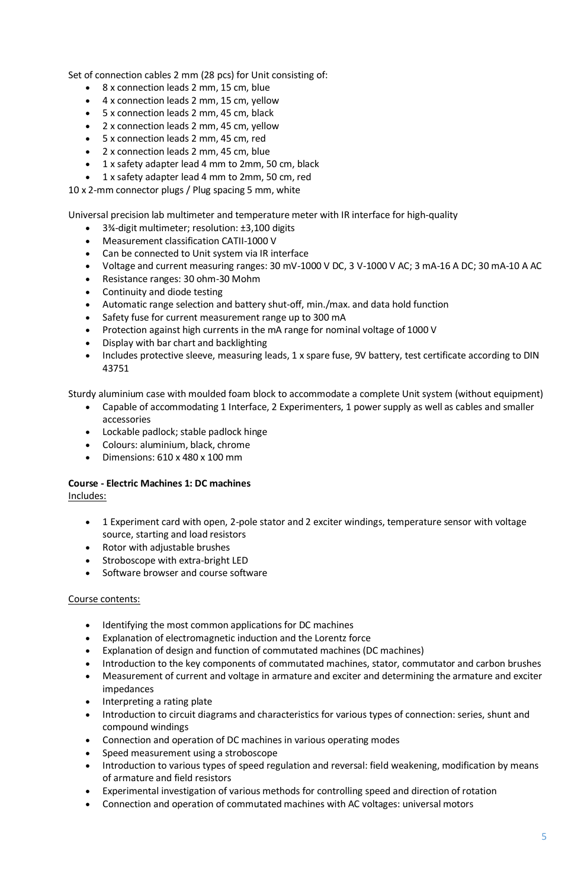Set of connection cables 2 mm (28 pcs) for Unit consisting of:

- 8 x connection leads 2 mm, 15 cm, blue
- 4 x connection leads 2 mm, 15 cm, yellow
- 5 x connection leads 2 mm, 45 cm, black
- 2 x connection leads 2 mm, 45 cm, yellow
- 5 x connection leads 2 mm, 45 cm, red
- 2 x connection leads 2 mm, 45 cm, blue
- 1 x safety adapter lead 4 mm to 2mm, 50 cm, black
- 1 x safety adapter lead 4 mm to 2mm, 50 cm, red

10 x 2-mm connector plugs / Plug spacing 5 mm, white

Universal precision lab multimeter and temperature meter with IR interface for high-quality

- 3¾-digit multimeter; resolution: ±3,100 digits
- Measurement classification CATII-1000 V
- Can be connected to Unit system via IR interface
- Voltage and current measuring ranges: 30 mV-1000 V DC, 3 V-1000 V AC; 3 mA-16 A DC; 30 mA-10 A AC
- Resistance ranges: 30 ohm-30 Mohm
- Continuity and diode testing
- Automatic range selection and battery shut-off, min./max. and data hold function
- Safety fuse for current measurement range up to 300 mA
- Protection against high currents in the mA range for nominal voltage of 1000 V
- Display with bar chart and backlighting
- Includes protective sleeve, measuring leads, 1 x spare fuse, 9V battery, test certificate according to DIN 43751

Sturdy aluminium case with moulded foam block to accommodate a complete Unit system (without equipment)

- Capable of accommodating 1 Interface, 2 Experimenters, 1 power supply as well as cables and smaller accessories
- Lockable padlock; stable padlock hinge
- Colours: aluminium, black, chrome
- Dimensions: 610 x 480 x 100 mm

**Course - Electric Machines 1: DC machines**

Includes:

- 1 Experiment card with open, 2-pole stator and 2 exciter windings, temperature sensor with voltage source, starting and load resistors
- Rotor with adjustable brushes
- Stroboscope with extra-bright LED
- Software browser and course software

Course contents:

- Identifying the most common applications for DC machines
- Explanation of electromagnetic induction and the Lorentz force
- Explanation of design and function of commutated machines (DC machines)
- Introduction to the key components of commutated machines, stator, commutator and carbon brushes
- Measurement of current and voltage in armature and exciter and determining the armature and exciter impedances
- Interpreting a rating plate
- Introduction to circuit diagrams and characteristics for various types of connection: series, shunt and compound windings
- Connection and operation of DC machines in various operating modes
- Speed measurement using a stroboscope
- Introduction to various types of speed regulation and reversal: field weakening, modification by means of armature and field resistors
- Experimental investigation of various methods for controlling speed and direction of rotation
- Connection and operation of commutated machines with AC voltages: universal motors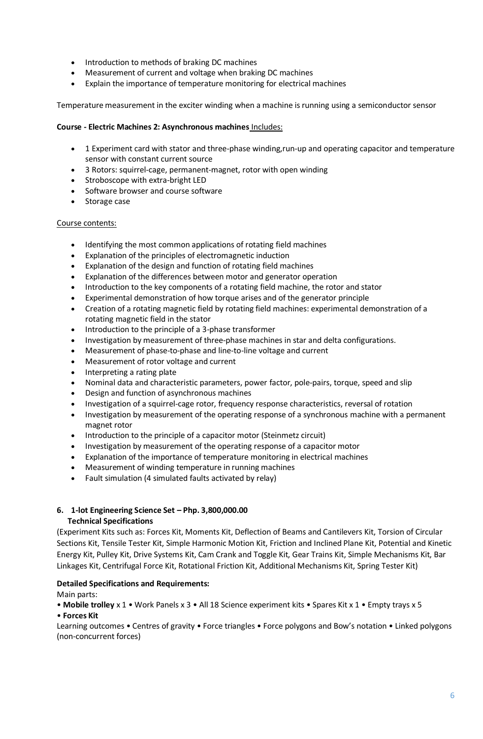- Introduction to methods of braking DC machines
- Measurement of current and voltage when braking DC machines
- Explain the importance of temperature monitoring for electrical machines

Temperature measurement in the exciter winding when a machine is running using a semiconductor sensor

**Course - Electric Machines 2: Asynchronous machines** Includes:

- 1 Experiment card with stator and three-phase winding,run-up and operating capacitor and temperature sensor with constant current source
- 3 Rotors: squirrel-cage, permanent-magnet, rotor with open winding
- Stroboscope with extra-bright LED
- Software browser and course software
- Storage case

Course contents:

- Identifying the most common applications of rotating field machines
- Explanation of the principles of electromagnetic induction
- Explanation of the design and function of rotating field machines
- Explanation of the differences between motor and generator operation
- Introduction to the key components of a rotating field machine, the rotor and stator
- Experimental demonstration of how torque arises and of the generator principle
- Creation of a rotating magnetic field by rotating field machines: experimental demonstration of a rotating magnetic field in the stator
- Introduction to the principle of a 3-phase transformer
- Investigation by measurement of three-phase machines in star and delta configurations.
- Measurement of phase-to-phase and line-to-line voltage and current
- Measurement of rotor voltage and current
- Interpreting a rating plate
- Nominal data and characteristic parameters, power factor, pole-pairs, torque, speed and slip
- Design and function of asynchronous machines
- Investigation of a squirrel-cage rotor, frequency response characteristics, reversal of rotation
- Investigation by measurement of the operating response of a synchronous machine with a permanent magnet rotor
- Introduction to the principle of a capacitor motor (Steinmetz circuit)
- Investigation by measurement of the operating response of a capacitor motor
- Explanation of the importance of temperature monitoring in electrical machines
- Measurement of winding temperature in running machines
- Fault simulation (4 simulated faults activated by relay)

**6. 1-lot Engineering Science Set – Php. 3,800,000.00**
**Technical Specifications**

(Experiment Kits such as: Forces Kit, Moments Kit, Deflection of Beams and Cantilevers Kit, Torsion of Circular Sections Kit, Tensile Tester Kit, Simple Harmonic Motion Kit, Friction and Inclined Plane Kit, Potential and Kinetic Energy Kit, Pulley Kit, Drive Systems Kit, Cam Crank and Toggle Kit, Gear Trains Kit, Simple Mechanisms Kit, Bar Linkages Kit, Centrifugal Force Kit, Rotational Friction Kit, Additional Mechanisms Kit, Spring Tester Kit)

**Detailed Specifications and Requirements:**

Main parts:

• **Mobile trolley** x 1 • Work Panels x 3 • All 18 Science experiment kits • Spares Kit x 1 • Empty trays x 5

• **Forces Kit**

Learning outcomes • Centres of gravity • Force triangles • Force polygons and Bow's notation • Linked polygons (non-concurrent forces)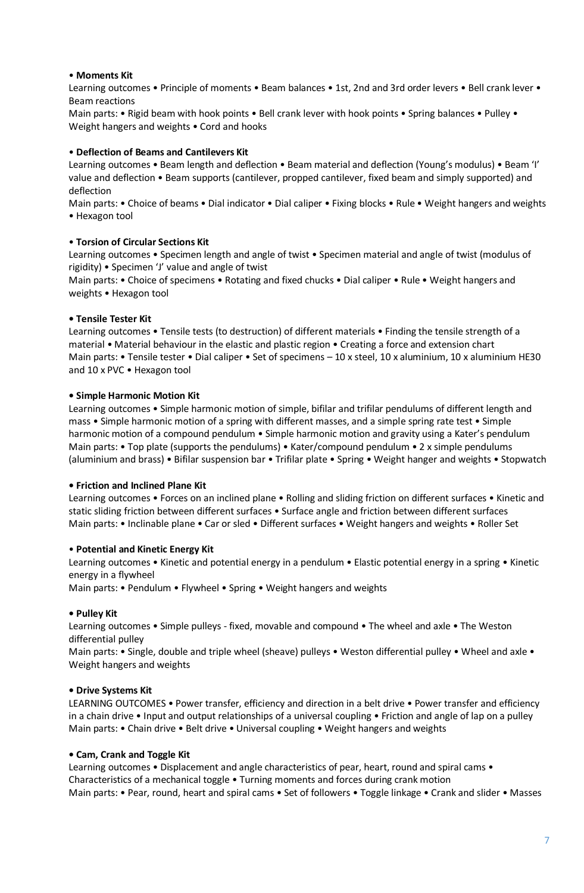• **Moments Kit**

Learning outcomes • Principle of moments • Beam balances • 1st, 2nd and 3rd order levers • Bell crank lever • Beam reactions

Main parts: • Rigid beam with hook points • Bell crank lever with hook points • Spring balances • Pulley • Weight hangers and weights • Cord and hooks

• **Deflection of Beams and Cantilevers Kit**

Learning outcomes • Beam length and deflection • Beam material and deflection (Young's modulus) • Beam 'I' value and deflection • Beam supports (cantilever, propped cantilever, fixed beam and simply supported) and deflection

Main parts: • Choice of beams • Dial indicator • Dial caliper • Fixing blocks • Rule • Weight hangers and weights • Hexagon tool

• **Torsion of Circular Sections Kit**

Learning outcomes • Specimen length and angle of twist • Specimen material and angle of twist (modulus of rigidity) • Specimen 'J' value and angle of twist

Main parts: • Choice of specimens • Rotating and fixed chucks • Dial caliper • Rule • Weight hangers and weights • Hexagon tool

**• Tensile Tester Kit**

Learning outcomes • Tensile tests (to destruction) of different materials • Finding the tensile strength of a material • Material behaviour in the elastic and plastic region • Creating a force and extension chart

Main parts: • Tensile tester • Dial caliper • Set of specimens – 10 x steel, 10 x aluminium, 10 x aluminium HE30 and 10 x PVC • Hexagon tool

**• Simple Harmonic Motion Kit**

Learning outcomes • Simple harmonic motion of simple, bifilar and trifilar pendulums of different length and mass • Simple harmonic motion of a spring with different masses, and a simple spring rate test • Simple harmonic motion of a compound pendulum • Simple harmonic motion and gravity using a Kater's pendulum

Main parts: • Top plate (supports the pendulums) • Kater/compound pendulum • 2 x simple pendulums (aluminium and brass) • Bifilar suspension bar • Trifilar plate • Spring • Weight hanger and weights • Stopwatch

**• Friction and Inclined Plane Kit**

Learning outcomes • Forces on an inclined plane • Rolling and sliding friction on different surfaces • Kinetic and static sliding friction between different surfaces • Surface angle and friction between different surfaces

Main parts: • Inclinable plane • Car or sled • Different surfaces • Weight hangers and weights • Roller Set

• **Potential and Kinetic Energy Kit**

Learning outcomes • Kinetic and potential energy in a pendulum • Elastic potential energy in a spring • Kinetic energy in a flywheel

Main parts: • Pendulum • Flywheel • Spring • Weight hangers and weights

**• Pulley Kit**

Learning outcomes • Simple pulleys - fixed, movable and compound • The wheel and axle • The Weston differential pulley

Main parts: • Single, double and triple wheel (sheave) pulleys • Weston differential pulley • Wheel and axle • Weight hangers and weights

**• Drive Systems Kit**

LEARNING OUTCOMES • Power transfer, efficiency and direction in a belt drive • Power transfer and efficiency in a chain drive • Input and output relationships of a universal coupling • Friction and angle of lap on a pulley

Main parts: • Chain drive • Belt drive • Universal coupling • Weight hangers and weights

**• Cam, Crank and Toggle Kit**

Learning outcomes • Displacement and angle characteristics of pear, heart, round and spiral cams • Characteristics of a mechanical toggle • Turning moments and forces during crank motion

Main parts: • Pear, round, heart and spiral cams • Set of followers • Toggle linkage • Crank and slider • Masses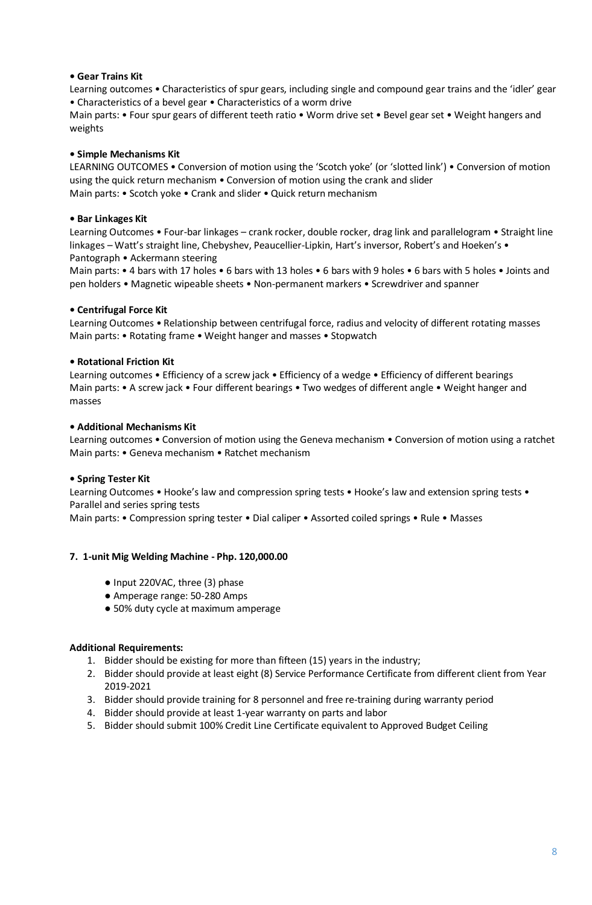**• Gear Trains Kit**

Learning outcomes • Characteristics of spur gears, including single and compound gear trains and the 'idler' gear • Characteristics of a bevel gear • Characteristics of a worm drive

Main parts: • Four spur gears of different teeth ratio • Worm drive set • Bevel gear set • Weight hangers and weights

**• Simple Mechanisms Kit**

LEARNING OUTCOMES • Conversion of motion using the 'Scotch yoke' (or 'slotted link') • Conversion of motion using the quick return mechanism • Conversion of motion using the crank and slider

Main parts: • Scotch yoke • Crank and slider • Quick return mechanism

**• Bar Linkages Kit**

Learning Outcomes • Four-bar linkages – crank rocker, double rocker, drag link and parallelogram • Straight line linkages – Watt's straight line, Chebyshev, Peaucellier-Lipkin, Hart's inversor, Robert's and Hoeken's • Pantograph • Ackermann steering

Main parts: • 4 bars with 17 holes • 6 bars with 13 holes • 6 bars with 9 holes • 6 bars with 5 holes • Joints and pen holders • Magnetic wipeable sheets • Non-permanent markers • Screwdriver and spanner

**• Centrifugal Force Kit**

Learning Outcomes • Relationship between centrifugal force, radius and velocity of different rotating masses

Main parts: • Rotating frame • Weight hanger and masses • Stopwatch

**• Rotational Friction Kit**

Learning outcomes • Efficiency of a screw jack • Efficiency of a wedge • Efficiency of different bearings

Main parts: • A screw jack • Four different bearings • Two wedges of different angle • Weight hanger and masses

**• Additional Mechanisms Kit**

Learning outcomes • Conversion of motion using the Geneva mechanism • Conversion of motion using a ratchet

Main parts: • Geneva mechanism • Ratchet mechanism

**• Spring Tester Kit**

Learning Outcomes • Hooke's law and compression spring tests • Hooke's law and extension spring tests • Parallel and series spring tests

Main parts: • Compression spring tester • Dial caliper • Assorted coiled springs • Rule • Masses

**7. 1-unit Mig Welding Machine - Php. 120,000.00**

- Input 220VAC, three (3) phase
- Amperage range: 50-280 Amps
- 50% duty cycle at maximum amperage

**Additional Requirements:**

1. Bidder should be existing for more than fifteen (15) years in the industry;
2. Bidder should provide at least eight (8) Service Performance Certificate from different client from Year 2019-2021
3. Bidder should provide training for 8 personnel and free re-training during warranty period
4. Bidder should provide at least 1-year warranty on parts and labor
5. Bidder should submit 100% Credit Line Certificate equivalent to Approved Budget Ceiling